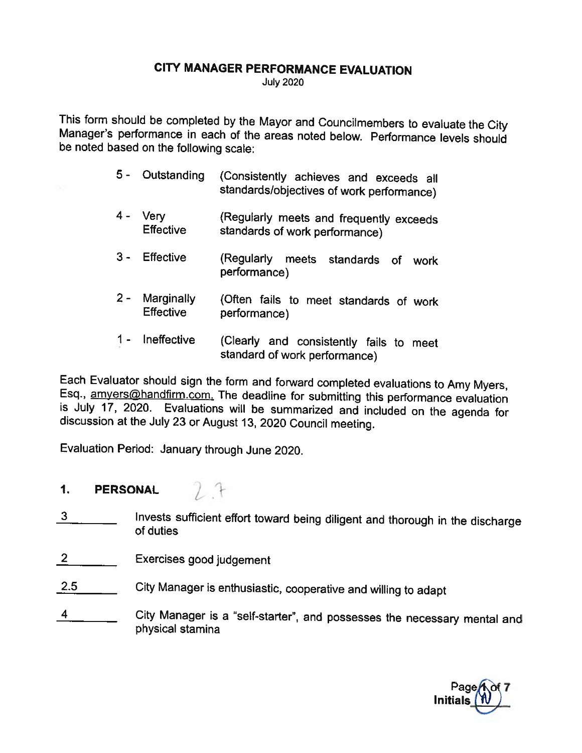# CITY MANAGER PERFORMANCE EVALUATION

July 2020

This form should be completed by the Mayor and Councilmembers to evaluate the City Manager's performance in each of the areas noted below. Performance levels should be noted based on the following scale:

| | | |
|---|---|---|
| 5 - | Outstanding | (Consistently achieves and exceeds all standards/objectives of work performance) |
| 4 - | Very Effective | (Regularly meets and frequently exceeds standards of work performance) |
| 3 - | Effective | (Regularly meets standards of work performance) |
| 2 - | Marginally Effective | (Often fails to meet standards of work performance) |
| 1 - | Ineffective | (Clearly and consistently fails to meet standard of work performance) |

Each Evaluator should sign the form and forward completed evaluations to Amy Myers, Esq., amyers@handfirm.com. The deadline for submitting this performance evaluation is July 17, 2020. Evaluations will be summarized and included on the agenda for discussion at the July 23 or August 13, 2020 Council meeting.

Evaluation Period: January through June 2020.

## 1. PERSONAL 2.7

3 ______ Invests sufficient effort toward being diligent and thorough in the discharge of duties

2 ______ Exercises good judgement

2.5 ______ City Manager is enthusiastic, cooperative and willing to adapt

4 ______ City Manager is a "self-starter", and possesses the necessary mental and physical stamina

Initials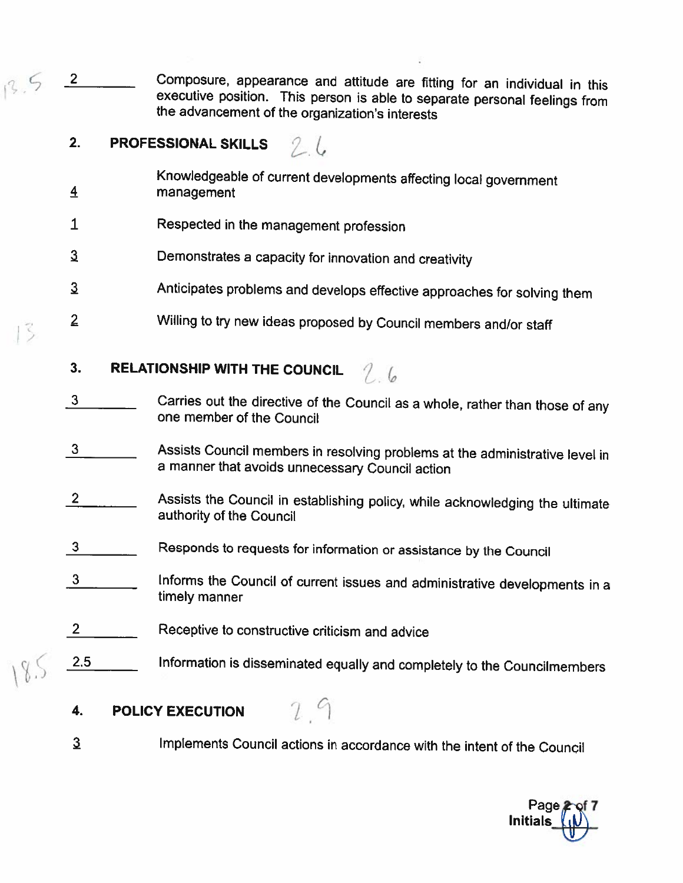13.5 2 — Composure, appearance and attitude are fitting for an individual in this executive position. This person is able to separate personal feelings from the advancement of the organization's interests

**2. PROFESSIONAL SKILLS** 2.6

4 — Knowledgeable of current developments affecting local government management

1 — Respected in the management profession

3 — Demonstrates a capacity for innovation and creativity

3 — Anticipates problems and develops effective approaches for solving them

13 2 — Willing to try new ideas proposed by Council members and/or staff

**3. RELATIONSHIP WITH THE COUNCIL** 2.6

3 — Carries out the directive of the Council as a whole, rather than those of any one member of the Council

3 — Assists Council members in resolving problems at the administrative level in a manner that avoids unnecessary Council action

2 — Assists the Council in establishing policy, while acknowledging the ultimate authority of the Council

3 — Responds to requests for information or assistance by the Council

3 — Informs the Council of current issues and administrative developments in a timely manner

2 — Receptive to constructive criticism and advice

18.5 2.5 — Information is disseminated equally and completely to the Councilmembers

**4. POLICY EXECUTION** 2.9

3 — Implements Council actions in accordance with the intent of the Council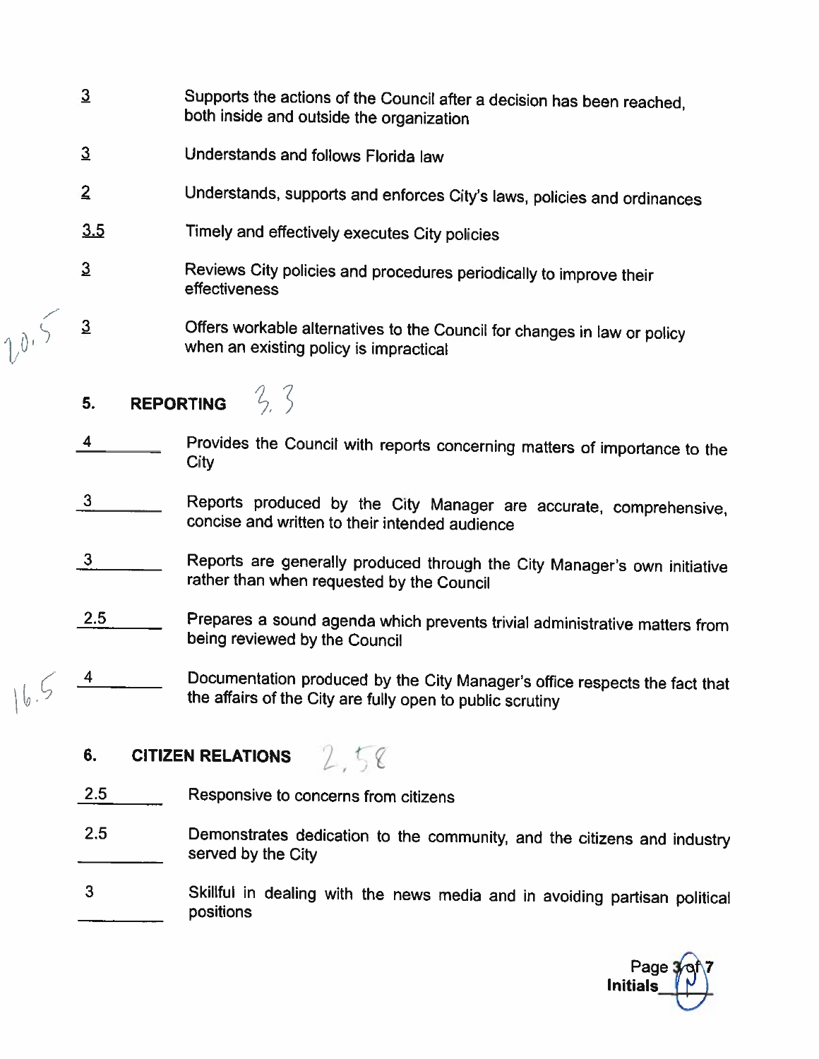3 — Supports the actions of the Council after a decision has been reached, both inside and outside the organization

3 — Understands and follows Florida law

2 — Understands, supports and enforces City's laws, policies and ordinances

3.5 — Timely and effectively executes City policies

3 — Reviews City policies and procedures periodically to improve their effectiveness

20.5 3 — Offers workable alternatives to the Council for changes in law or policy when an existing policy is impractical

## 5. REPORTING 3.3

4 — Provides the Council with reports concerning matters of importance to the City

3 — Reports produced by the City Manager are accurate, comprehensive, concise and written to their intended audience

3 — Reports are generally produced through the City Manager's own initiative rather than when requested by the Council

2.5 — Prepares a sound agenda which prevents trivial administrative matters from being reviewed by the Council

16.5 4 — Documentation produced by the City Manager's office respects the fact that the affairs of the City are fully open to public scrutiny

## 6. CITIZEN RELATIONS 2.58

2.5 — Responsive to concerns from citizens

2.5 — Demonstrates dedication to the community, and the citizens and industry served by the City

3 — Skillful in dealing with the news media and in avoiding partisan political positions

Initials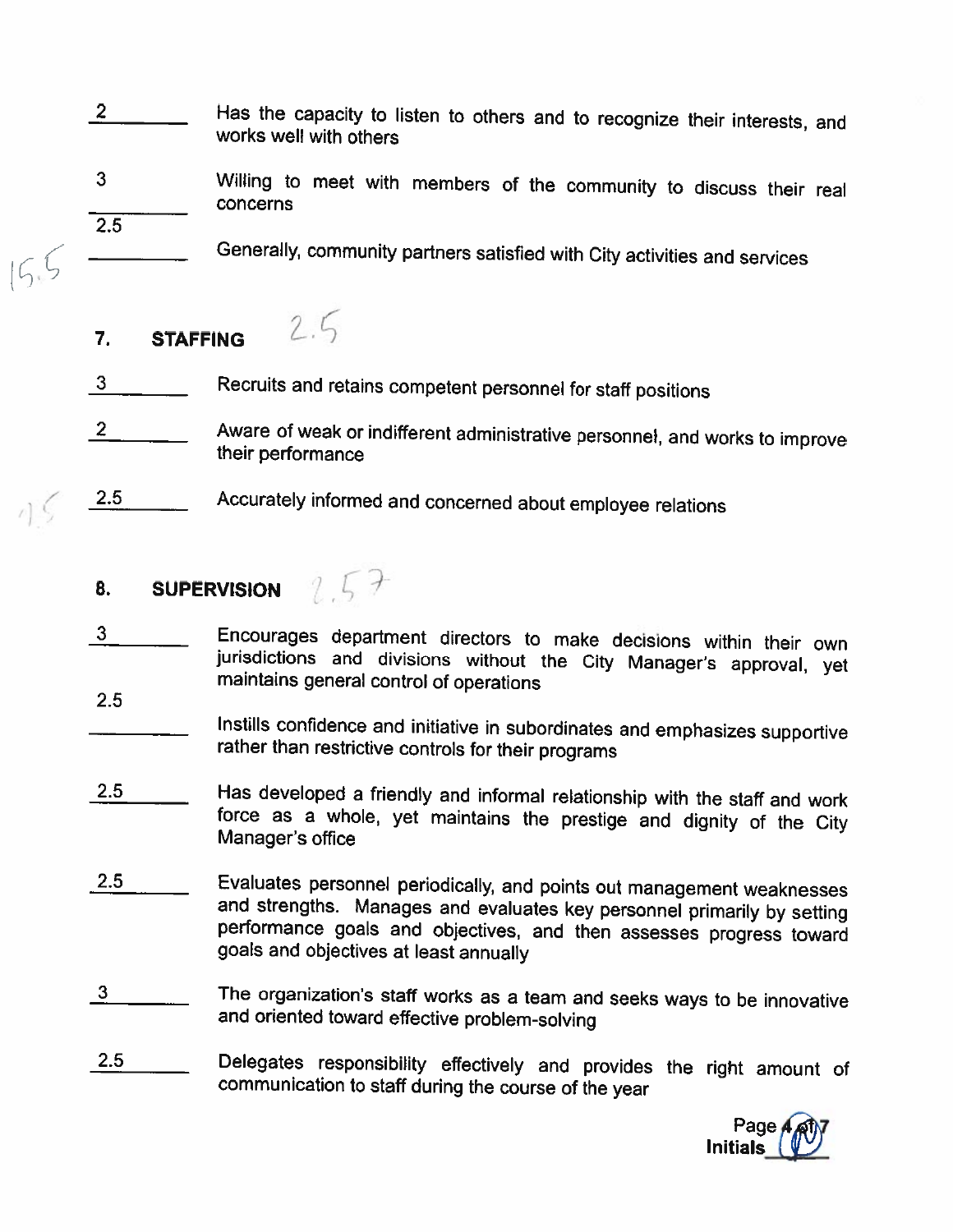2 Has the capacity to listen to others and to recognize their interests, and works well with others

3 Willing to meet with members of the community to discuss their real concerns

2.5 Generally, community partners satisfied with City activities and services

15.5

## 7. STAFFING 2.5

3 Recruits and retains competent personnel for staff positions

2 Aware of weak or indifferent administrative personnel, and works to improve their performance

2.5 Accurately informed and concerned about employee relations

7.5

## 8. SUPERVISION 2.57

3 Encourages department directors to make decisions within their own jurisdictions and divisions without the City Manager's approval, yet maintains general control of operations

2.5 Instills confidence and initiative in subordinates and emphasizes supportive rather than restrictive controls for their programs

2.5 Has developed a friendly and informal relationship with the staff and work force as a whole, yet maintains the prestige and dignity of the City Manager's office

2.5 Evaluates personnel periodically, and points out management weaknesses and strengths. Manages and evaluates key personnel primarily by setting performance goals and objectives, and then assesses progress toward goals and objectives at least annually

3 The organization's staff works as a team and seeks ways to be innovative and oriented toward effective problem-solving

2.5 Delegates responsibility effectively and provides the right amount of communication to staff during the course of the year

Initials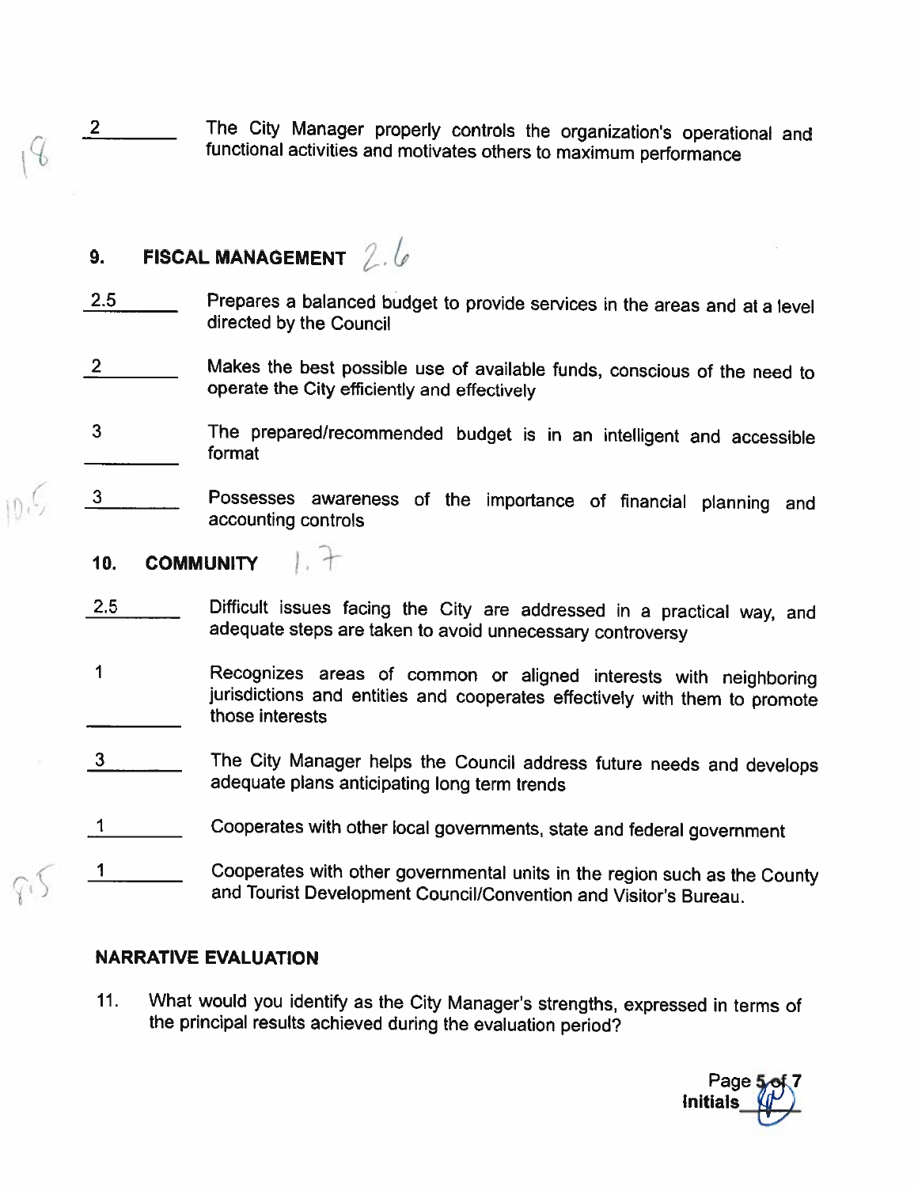2 ______ The City Manager properly controls the organization's operational and functional activities and motivates others to maximum performance

18

## 9. FISCAL MANAGEMENT 2.6

2.5 ______ Prepares a balanced budget to provide services in the areas and at a level directed by the Council

2 ______ Makes the best possible use of available funds, conscious of the need to operate the City efficiently and effectively

3 ______ The prepared/recommended budget is in an intelligent and accessible format

3 ______ Possesses awareness of the importance of financial planning and accounting controls

10.5

## 10. COMMUNITY 1.7

2.5 ______ Difficult issues facing the City are addressed in a practical way, and adequate steps are taken to avoid unnecessary controversy

1 ______ Recognizes areas of common or aligned interests with neighboring jurisdictions and entities and cooperates effectively with them to promote those interests

3 ______ The City Manager helps the Council address future needs and develops adequate plans anticipating long term trends

1 ______ Cooperates with other local governments, state and federal government

1 ______ Cooperates with other governmental units in the region such as the County and Tourist Development Council/Convention and Visitor's Bureau.

8.5

## NARRATIVE EVALUATION

11. What would you identify as the City Manager's strengths, expressed in terms of the principal results achieved during the evaluation period?

Initials ______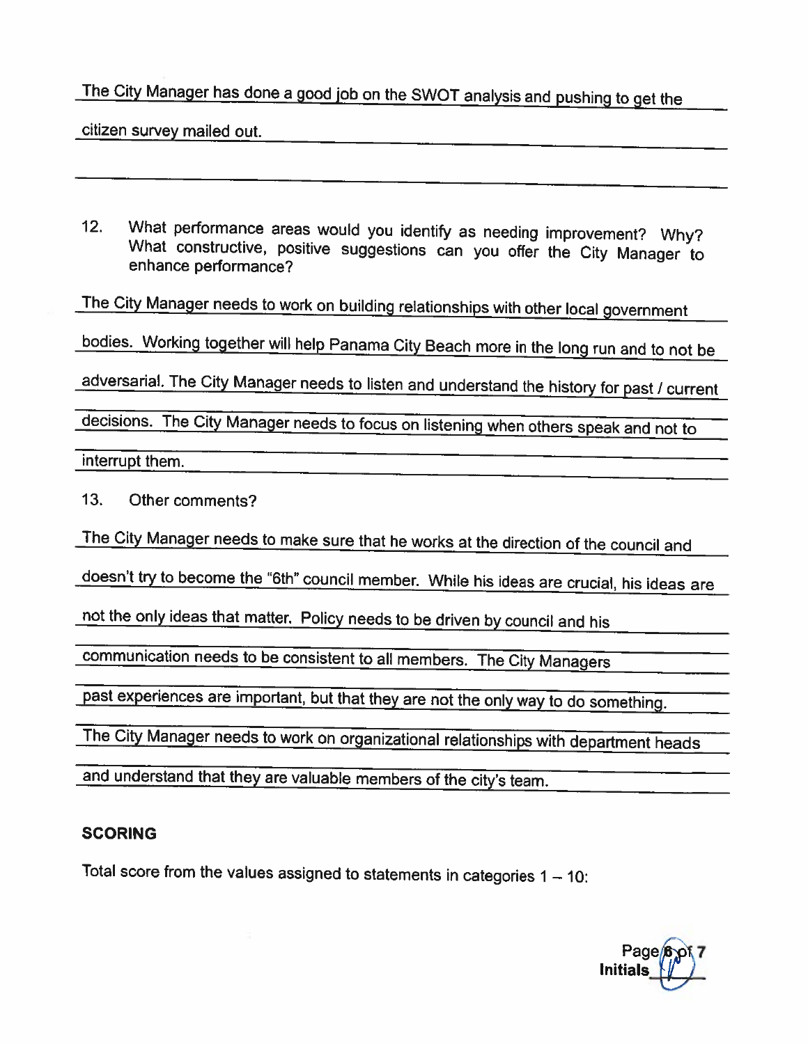The City Manager has done a good job on the SWOT analysis and pushing to get the citizen survey mailed out.

12. What performance areas would you identify as needing improvement? Why? What constructive, positive suggestions can you offer the City Manager to enhance performance?

The City Manager needs to work on building relationships with other local government bodies. Working together will help Panama City Beach more in the long run and to not be adversarial. The City Manager needs to listen and understand the history for past / current decisions. The City Manager needs to focus on listening when others speak and not to interrupt them.

13. Other comments?

The City Manager needs to make sure that he works at the direction of the council and doesn't try to become the "6th" council member. While his ideas are crucial, his ideas are not the only ideas that matter. Policy needs to be driven by council and his communication needs to be consistent to all members. The City Managers past experiences are important, but that they are not the only way to do something. The City Manager needs to work on organizational relationships with department heads and understand that they are valuable members of the city's team.

## SCORING

Total score from the values assigned to statements in categories 1 – 10:

**Initials**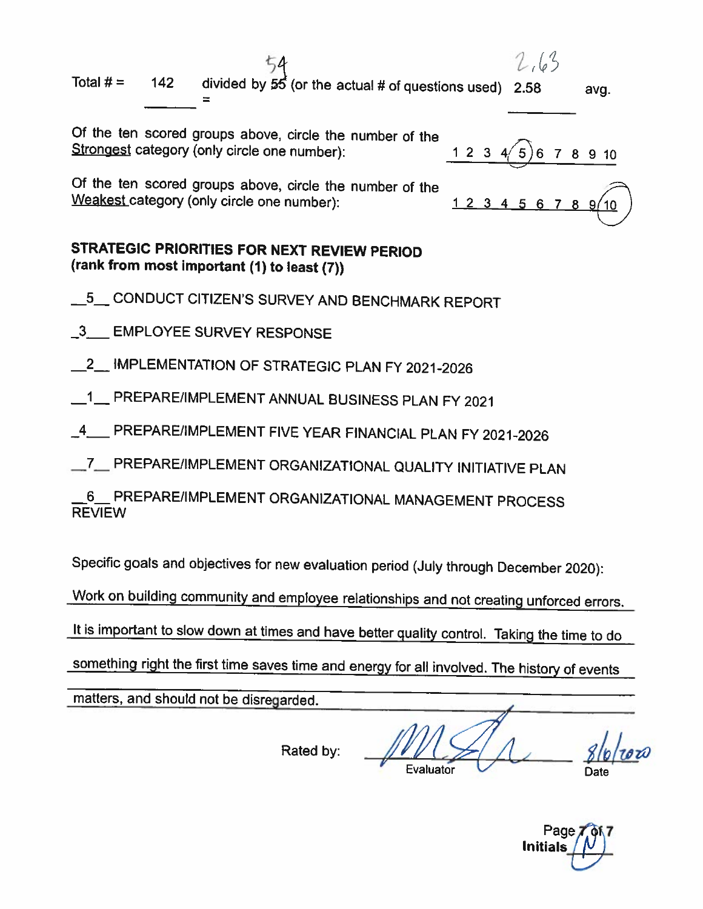Total # = 142 divided by ~~55~~ 54 (or the actual # of questions used) = ~~2.58~~ 2.63 avg.

Of the ten scored groups above, circle the number of the Strongest category (only circle one number): 1 2 3 4 (5) 6 7 8 9 10

Of the ten scored groups above, circle the number of the Weakest category (only circle one number): 1 2 3 4 5 6 7 8 9 (10)

## STRATEGIC PRIORITIES FOR NEXT REVIEW PERIOD
**(rank from most important (1) to least (7))**

__5__ CONDUCT CITIZEN'S SURVEY AND BENCHMARK REPORT

__3__ EMPLOYEE SURVEY RESPONSE

__2__ IMPLEMENTATION OF STRATEGIC PLAN FY 2021-2026

__1__ PREPARE/IMPLEMENT ANNUAL BUSINESS PLAN FY 2021

__4__ PREPARE/IMPLEMENT FIVE YEAR FINANCIAL PLAN FY 2021-2026

__7__ PREPARE/IMPLEMENT ORGANIZATIONAL QUALITY INITIATIVE PLAN

__6__ PREPARE/IMPLEMENT ORGANIZATIONAL MANAGEMENT PROCESS REVIEW

Specific goals and objectives for new evaluation period (July through December 2020):

Work on building community and employee relationships and not creating unforced errors. It is important to slow down at times and have better quality control. Taking the time to do something right the first time saves time and energy for all involved. The history of events matters, and should not be disregarded.

Rated by: [signature] Evaluator    8/6/2020 Date

Initials [initials]